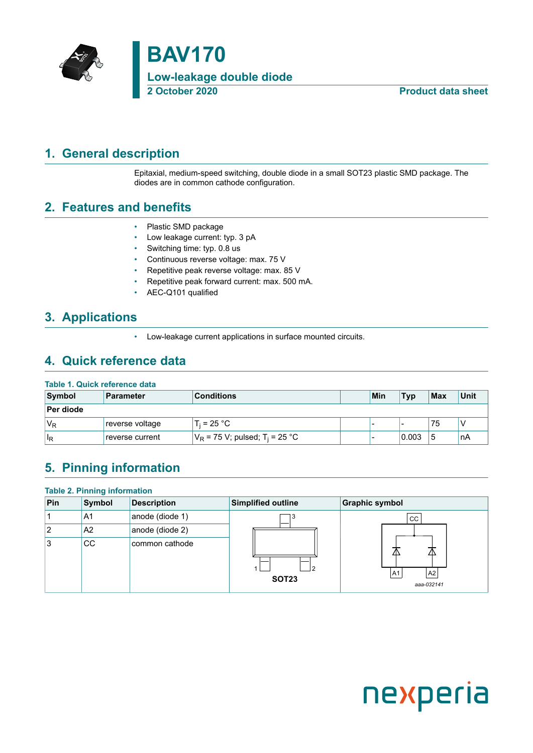# BAV170

## Low-leakage double diode

**2 October 2020** **Product data sheet**

## 1. General description

Epitaxial, medium-speed switching, double diode in a small SOT23 plastic SMD package. The diodes are in common cathode configuration.

## 2. Features and benefits

- Plastic SMD package
- Low leakage current: typ. 3 pA
- Switching time: typ. 0.8 us
- Continuous reverse voltage: max. 75 V
- Repetitive peak reverse voltage: max. 85 V
- Repetitive peak forward current: max. 500 mA.
- AEC-Q101 qualified

## 3. Applications

- Low-leakage current applications in surface mounted circuits.

## 4. Quick reference data

**Table 1. Quick reference data**

| Symbol | Parameter | Conditions | | Min | Typ | Max | Unit |
|---|---|---|---|---|---|---|---|
| **Per diode** | | | | | | | |
| $V_R$ | reverse voltage | $T_j$ = 25 °C | | - | - | 75 | V |
| $I_R$ | reverse current | $V_R$ = 75 V; pulsed; $T_j$ = 25 °C | | - | 0.003 | 5 | nA |

## 5. Pinning information

**Table 2. Pinning information**

| Pin | Symbol | Description | Simplified outline | Graphic symbol |
|---|---|---|---|---|
| 1 | A1 | anode (diode 1) | SOT23 | aaa-032141 |
| 2 | A2 | anode (diode 2) | | |
| 3 | CC | common cathode | | |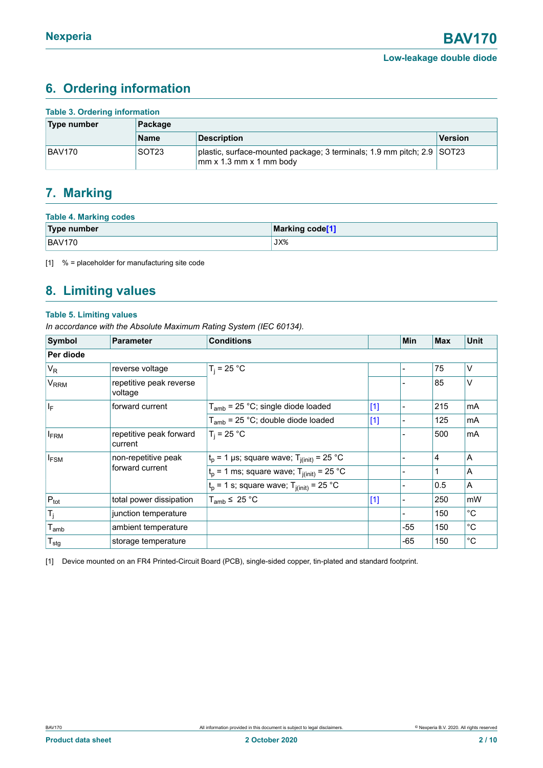## 6. Ordering information

**Table 3. Ordering information**

| Type number | Package | | |
|---|---|---|---|
| | Name | Description | Version |
| BAV170 | SOT23 | plastic, surface-mounted package; 3 terminals; 1.9 mm pitch; 2.9 mm x 1.3 mm x 1 mm body | SOT23 |

## 7. Marking

**Table 4. Marking codes**

| Type number | Marking code[1] |
|---|---|
| BAV170 | JX% |

[1] % = placeholder for manufacturing site code

## 8. Limiting values

**Table 5. Limiting values**

*In accordance with the Absolute Maximum Rating System (IEC 60134).*

| Symbol | Parameter | Conditions | | Min | Max | Unit |
|---|---|---|---|---|---|---|
| **Per diode** | | | | | | |
| $V_R$ | reverse voltage | $T_j$ = 25 °C | | - | 75 | V |
| $V_{RRM}$ | repetitive peak reverse voltage | | | - | 85 | V |
| $I_F$ | forward current | $T_{amb}$ = 25 °C; single diode loaded | [1] | - | 215 | mA |
| | | $T_{amb}$ = 25 °C; double diode loaded | [1] | - | 125 | mA |
| $I_{FRM}$ | repetitive peak forward current | $T_j$ = 25 °C | | - | 500 | mA |
| $I_{FSM}$ | non-repetitive peak forward current | $t_p$ = 1 µs; square wave; $T_{j(init)}$ = 25 °C | | - | 4 | A |
| | | $t_p$ = 1 ms; square wave; $T_{j(init)}$ = 25 °C | | - | 1 | A |
| | | $t_p$ = 1 s; square wave; $T_{j(init)}$ = 25 °C | | - | 0.5 | A |
| $P_{tot}$ | total power dissipation | $T_{amb}$ ≤ 25 °C | [1] | - | 250 | mW |
| $T_j$ | junction temperature | | | - | 150 | °C |
| $T_{amb}$ | ambient temperature | | | -55 | 150 | °C |
| $T_{stg}$ | storage temperature | | | -65 | 150 | °C |

[1] Device mounted on an FR4 Printed-Circuit Board (PCB), single-sided copper, tin-plated and standard footprint.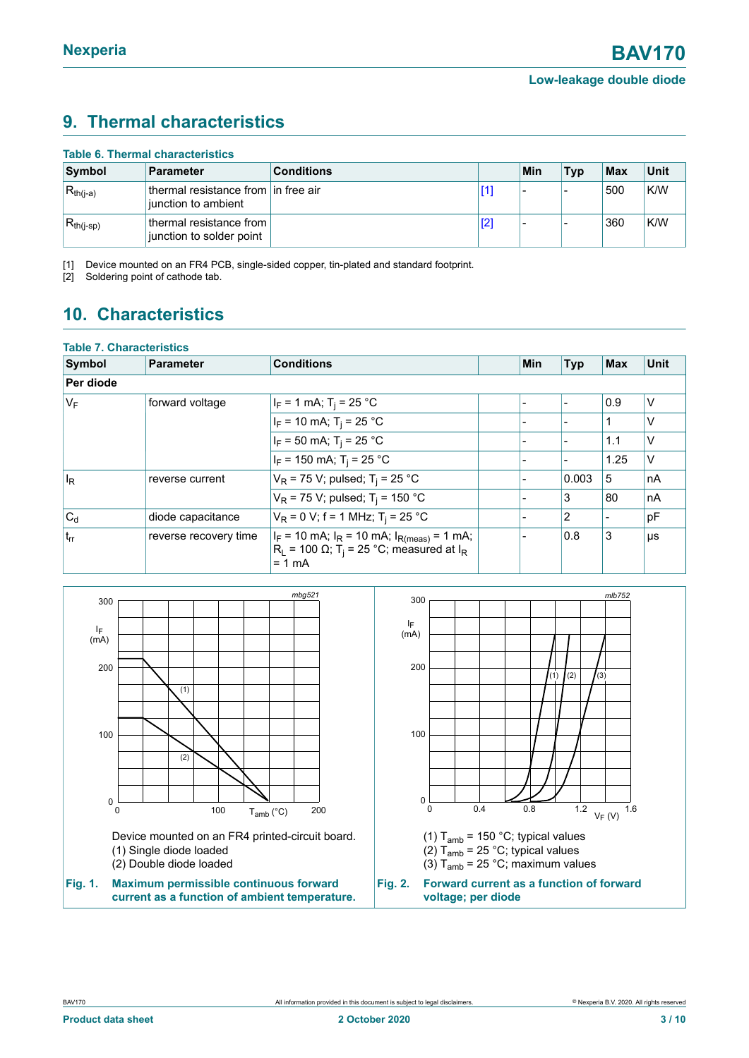## 9. Thermal characteristics

**Table 6. Thermal characteristics**

| Symbol | Parameter | Conditions | | Min | Typ | Max | Unit |
|---|---|---|---|---|---|---|---|
| $R_{th(j-a)}$ | thermal resistance from junction to ambient | in free air | [1] | - | - | 500 | K/W |
| $R_{th(j-sp)}$ | thermal resistance from junction to solder point | | [2] | - | - | 360 | K/W |

[1] Device mounted on an FR4 PCB, single-sided copper, tin-plated and standard footprint.
[2] Soldering point of cathode tab.

## 10. Characteristics

**Table 7. Characteristics**

| Symbol | Parameter | Conditions | | Min | Typ | Max | Unit |
|---|---|---|---|---|---|---|---|
| **Per diode** | | | | | | | |
| $V_F$ | forward voltage | $I_F$ = 1 mA; $T_j$ = 25 °C | | - | - | 0.9 | V |
| | | $I_F$ = 10 mA; $T_j$ = 25 °C | | - | - | 1 | V |
| | | $I_F$ = 50 mA; $T_j$ = 25 °C | | - | - | 1.1 | V |
| | | $I_F$ = 150 mA; $T_j$ = 25 °C | | - | - | 1.25 | V |
| $I_R$ | reverse current | $V_R$ = 75 V; pulsed; $T_j$ = 25 °C | | - | 0.003 | 5 | nA |
| | | $V_R$ = 75 V; pulsed; $T_j$ = 150 °C | | - | 3 | 80 | nA |
| $C_d$ | diode capacitance | $V_R$ = 0 V; f = 1 MHz; $T_j$ = 25 °C | | - | 2 | - | pF |
| $t_{rr}$ | reverse recovery time | $I_F$ = 10 mA; $I_R$ = 10 mA; $I_{R(meas)}$ = 1 mA; $R_L$ = 100 Ω; $T_j$ = 25 °C; measured at $I_R$ = 1 mA | | - | 0.8 | 3 | µs |

Device mounted on an FR4 printed-circuit board.
(1) Single diode loaded
(2) Double diode loaded

**Fig. 1. Maximum permissible continuous forward current as a function of ambient temperature.**

(1) $T_{amb}$ = 150 °C; typical values
(2) $T_{amb}$ = 25 °C; typical values
(3) $T_{amb}$ = 25 °C; maximum values

**Fig. 2. Forward current as a function of forward voltage; per diode**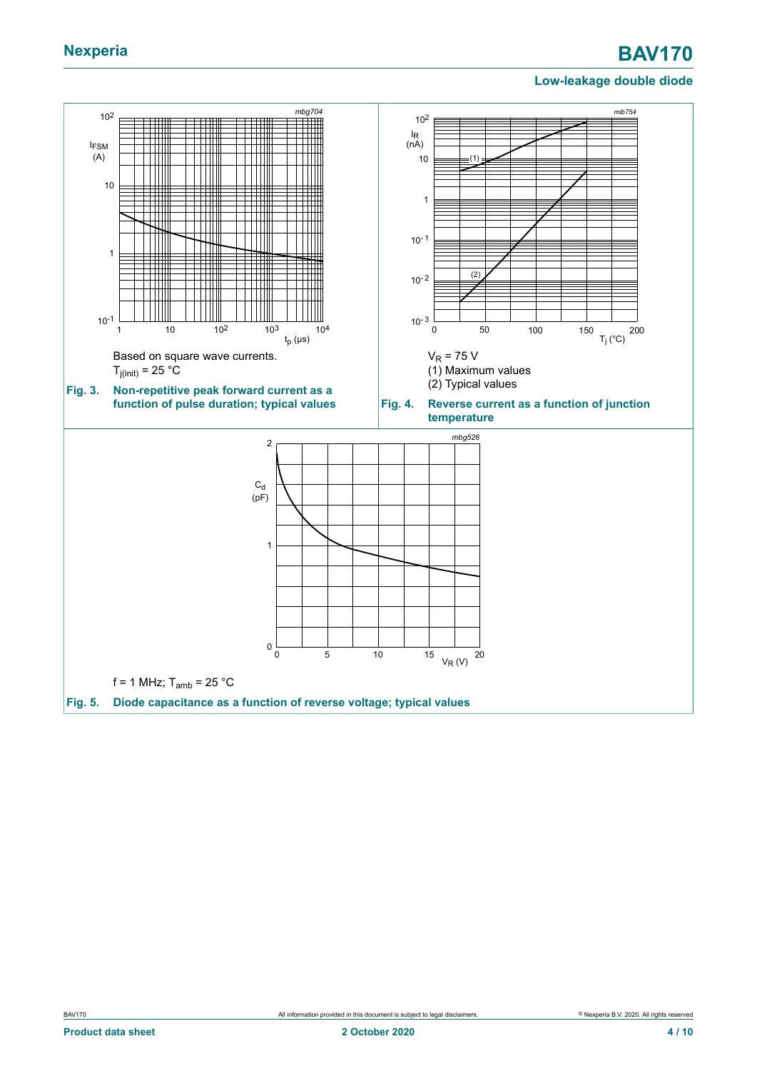Based on square wave currents.

$T_{j(init)}$ = 25 °C

**Fig. 3. Non-repetitive peak forward current as a function of pulse duration; typical values**

$V_R$ = 75 V

(1) Maximum values

(2) Typical values

**Fig. 4. Reverse current as a function of junction temperature**

f = 1 MHz; $T_{amb}$ = 25 °C

**Fig. 5. Diode capacitance as a function of reverse voltage; typical values**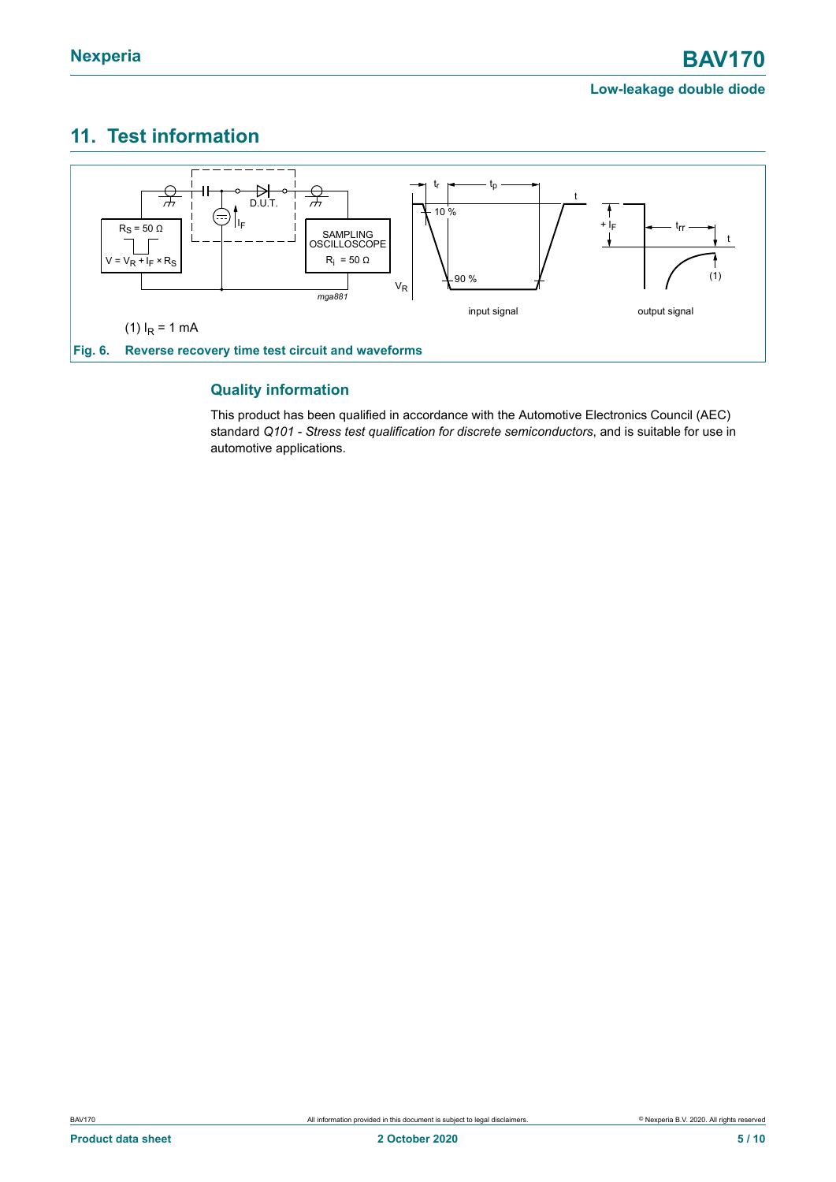## 11. Test information

(1) $I_R$ = 1 mA

**Fig. 6. Reverse recovery time test circuit and waveforms**

### Quality information

This product has been qualified in accordance with the Automotive Electronics Council (AEC) standard *Q101 - Stress test qualification for discrete semiconductors*, and is suitable for use in automotive applications.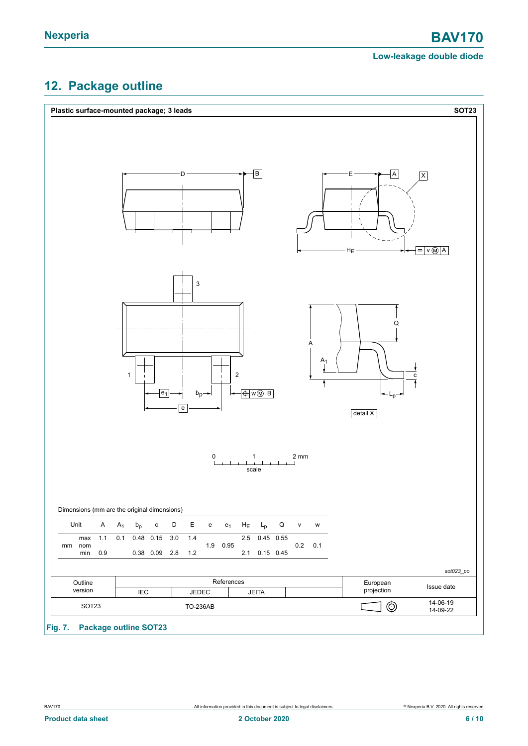## 12. Package outline

**Plastic surface-mounted package; 3 leads** **SOT23**

Dimensions (mm are the original dimensions)

| Unit | | A | $A_1$ | $b_p$ | c | D | E | e | $e_1$ | $H_E$ | $L_p$ | Q | v | w |
|---|---|---|---|---|---|---|---|---|---|---|---|---|---|---|
| mm | max | 1.1 | 0.1 | 0.48 | 0.15 | 3.0 | 1.4 | | | 2.5 | 0.45 | 0.55 | | |
| | nom | | | | | | | 1.9 | 0.95 | | | | 0.2 | 0.1 |
| | min | 0.9 | | 0.38 | 0.09 | 2.8 | 1.2 | | | 2.1 | 0.15 | 0.45 | | |

*sot023_po*

| Outline version | References IEC | References JEDEC | References JEITA | | European projection | Issue date |
|---|---|---|---|---|---|---|
| SOT23 | | TO-236AB | | | | ~~14-06-19~~ 14-09-22 |

**Fig. 7. Package outline SOT23**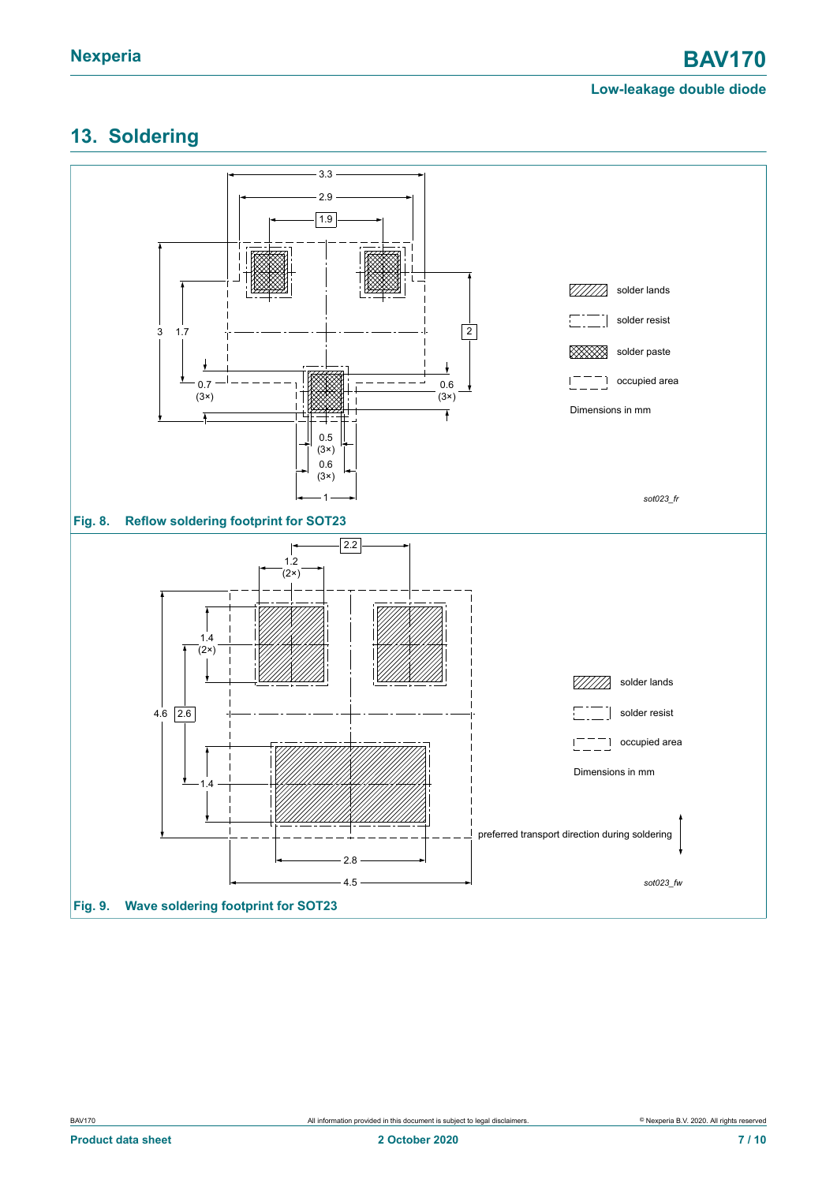## 13. Soldering

Fig. 8. Reflow soldering footprint for SOT23

Fig. 9. Wave soldering footprint for SOT23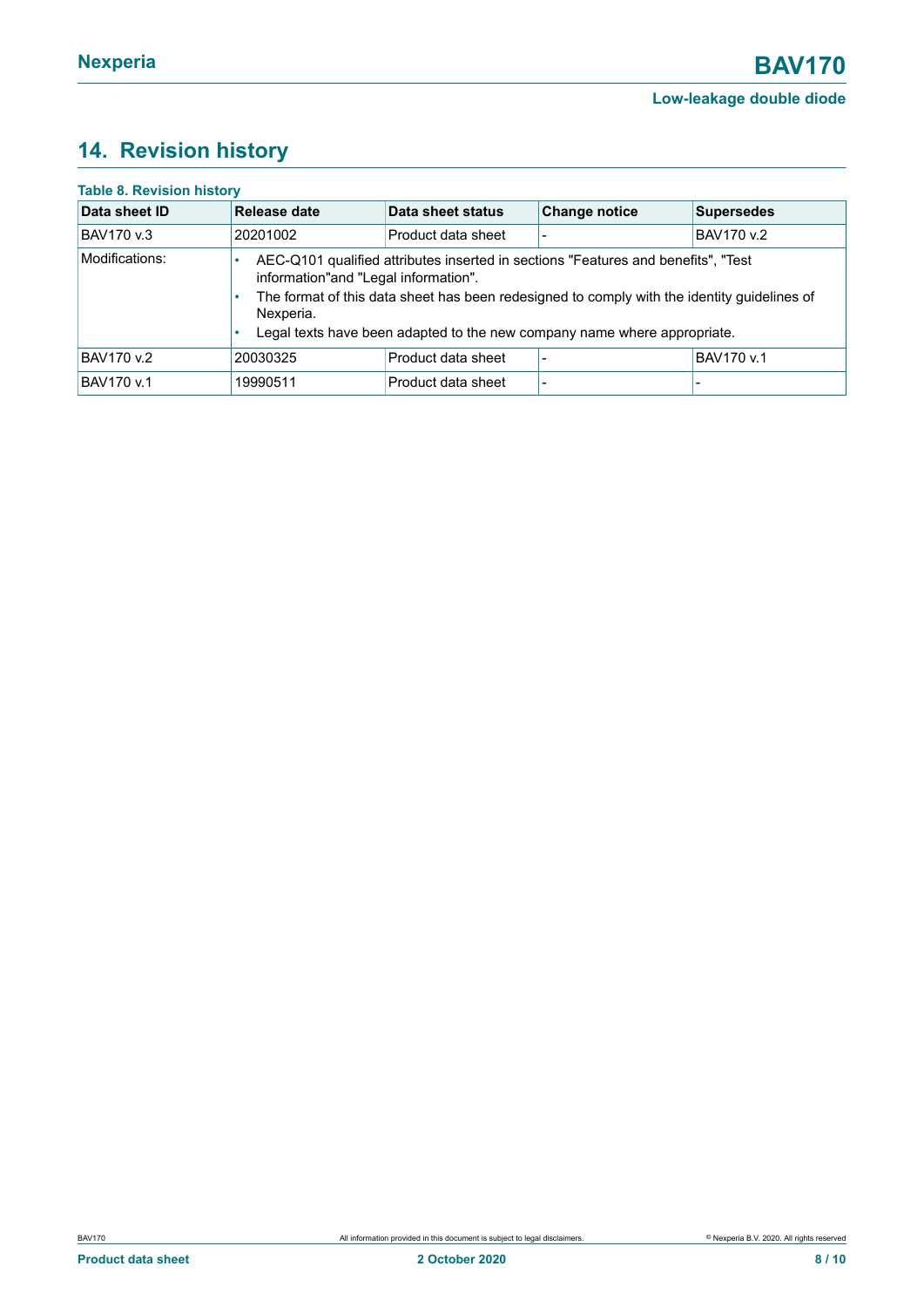## 14. Revision history

**Table 8. Revision history**

| Data sheet ID | Release date | Data sheet status | Change notice | Supersedes |
|---|---|---|---|---|
| BAV170 v.3 | 20201002 | Product data sheet | - | BAV170 v.2 |
| Modifications: | • AEC-Q101 qualified attributes inserted in sections "Features and benefits", "Test information"and "Legal information". • The format of this data sheet has been redesigned to comply with the identity guidelines of Nexperia. • Legal texts have been adapted to the new company name where appropriate. | | | |
| BAV170 v.2 | 20030325 | Product data sheet | - | BAV170 v.1 |
| BAV170 v.1 | 19990511 | Product data sheet | - | - |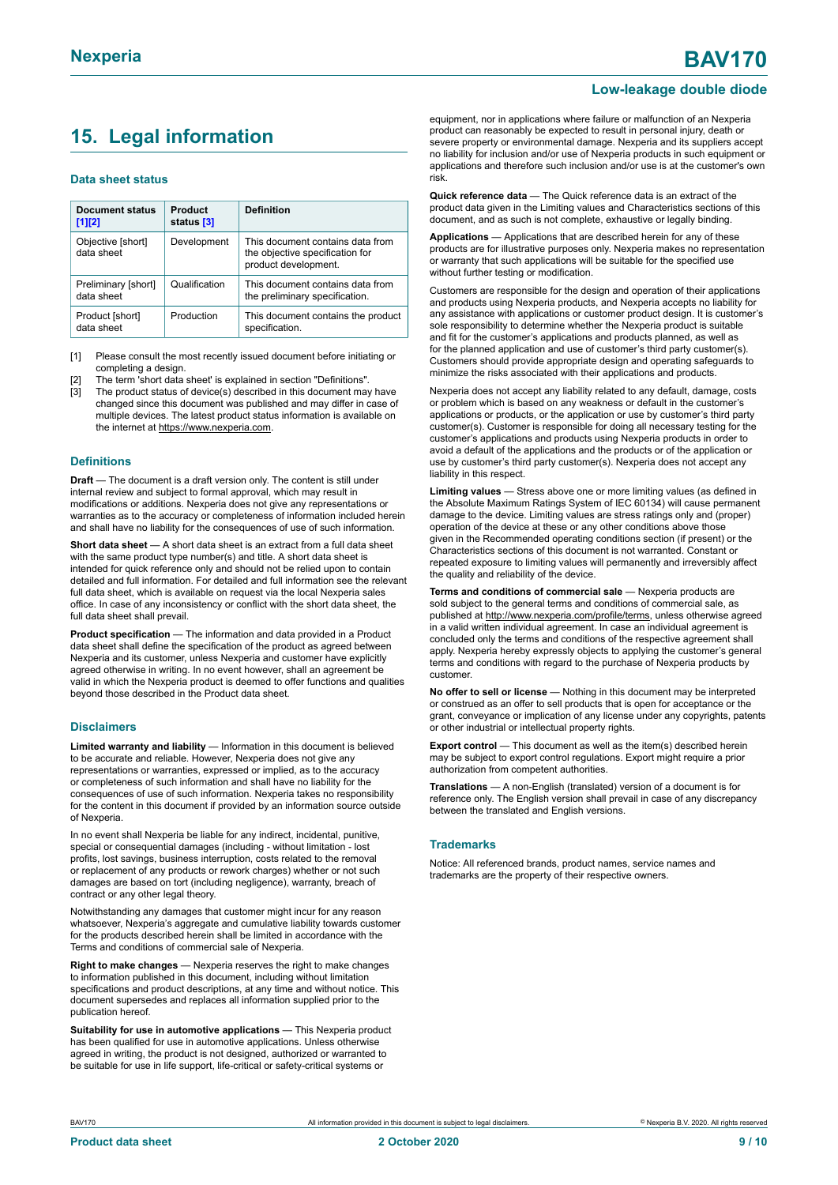## 15. Legal information

### Data sheet status

| Document status [1][2] | Product status [3] | Definition |
|---|---|---|
| Objective [short] data sheet | Development | This document contains data from the objective specification for product development. |
| Preliminary [short] data sheet | Qualification | This document contains data from the preliminary specification. |
| Product [short] data sheet | Production | This document contains the product specification. |

[1] Please consult the most recently issued document before initiating or completing a design.
[2] The term 'short data sheet' is explained in section "Definitions".
[3] The product status of device(s) described in this document may have changed since this document was published and may differ in case of multiple devices. The latest product status information is available on the internet at https://www.nexperia.com.

### Definitions

**Draft** — The document is a draft version only. The content is still under internal review and subject to formal approval, which may result in modifications or additions. Nexperia does not give any representations or warranties as to the accuracy or completeness of information included herein and shall have no liability for the consequences of use of such information.

**Short data sheet** — A short data sheet is an extract from a full data sheet with the same product type number(s) and title. A short data sheet is intended for quick reference only and should not be relied upon to contain detailed and full information. For detailed and full information see the relevant full data sheet, which is available on request via the local Nexperia sales office. In case of any inconsistency or conflict with the short data sheet, the full data sheet shall prevail.

**Product specification** — The information and data provided in a Product data sheet shall define the specification of the product as agreed between Nexperia and its customer, unless Nexperia and customer have explicitly agreed otherwise in writing. In no event however, shall an agreement be valid in which the Nexperia product is deemed to offer functions and qualities beyond those described in the Product data sheet.

### Disclaimers

**Limited warranty and liability** — Information in this document is believed to be accurate and reliable. However, Nexperia does not give any representations or warranties, expressed or implied, as to the accuracy or completeness of such information and shall have no liability for the consequences of use of such information. Nexperia takes no responsibility for the content in this document if provided by an information source outside of Nexperia.

In no event shall Nexperia be liable for any indirect, incidental, punitive, special or consequential damages (including - without limitation - lost profits, lost savings, business interruption, costs related to the removal or replacement of any products or rework charges) whether or not such damages are based on tort (including negligence), warranty, breach of contract or any other legal theory.

Notwithstanding any damages that customer might incur for any reason whatsoever, Nexperia's aggregate and cumulative liability towards customer for the products described herein shall be limited in accordance with the Terms and conditions of commercial sale of Nexperia.

**Right to make changes** — Nexperia reserves the right to make changes to information published in this document, including without limitation specifications and product descriptions, at any time and without notice. This document supersedes and replaces all information supplied prior to the publication hereof.

**Suitability for use in automotive applications** — This Nexperia product has been qualified for use in automotive applications. Unless otherwise agreed in writing, the product is not designed, authorized or warranted to be suitable for use in life support, life-critical or safety-critical systems or equipment, nor in applications where failure or malfunction of an Nexperia product can reasonably be expected to result in personal injury, death or severe property or environmental damage. Nexperia and its suppliers accept no liability for inclusion and/or use of Nexperia products in such equipment or applications and therefore such inclusion and/or use is at the customer's own risk.

**Quick reference data** — The Quick reference data is an extract of the product data given in the Limiting values and Characteristics sections of this document, and as such is not complete, exhaustive or legally binding.

**Applications** — Applications that are described herein for any of these products are for illustrative purposes only. Nexperia makes no representation or warranty that such applications will be suitable for the specified use without further testing or modification.

Customers are responsible for the design and operation of their applications and products using Nexperia products, and Nexperia accepts no liability for any assistance with applications or customer product design. It is customer's sole responsibility to determine whether the Nexperia product is suitable and fit for the customer's applications and products planned, as well as for the planned application and use of customer's third party customer(s). Customers should provide appropriate design and operating safeguards to minimize the risks associated with their applications and products.

Nexperia does not accept any liability related to any default, damage, costs or problem which is based on any weakness or default in the customer's applications or products, or the application or use by customer's third party customer(s). Customer is responsible for doing all necessary testing for the customer's applications and products using Nexperia products in order to avoid a default of the applications and the products or of the application or use by customer's third party customer(s). Nexperia does not accept any liability in this respect.

**Limiting values** — Stress above one or more limiting values (as defined in the Absolute Maximum Ratings System of IEC 60134) will cause permanent damage to the device. Limiting values are stress ratings only and (proper) operation of the device at these or any other conditions above those given in the Recommended operating conditions section (if present) or the Characteristics sections of this document is not warranted. Constant or repeated exposure to limiting values will permanently and irreversibly affect the quality and reliability of the device.

**Terms and conditions of commercial sale** — Nexperia products are sold subject to the general terms and conditions of commercial sale, as published at http://www.nexperia.com/profile/terms, unless otherwise agreed in a valid written individual agreement. In case an individual agreement is concluded only the terms and conditions of the respective agreement shall apply. Nexperia hereby expressly objects to applying the customer's general terms and conditions with regard to the purchase of Nexperia products by customer.

**No offer to sell or license** — Nothing in this document may be interpreted or construed as an offer to sell products that is open for acceptance or the grant, conveyance or implication of any license under any copyrights, patents or other industrial or intellectual property rights.

**Export control** — This document as well as the item(s) described herein may be subject to export control regulations. Export might require a prior authorization from competent authorities.

**Translations** — A non-English (translated) version of a document is for reference only. The English version shall prevail in case of any discrepancy between the translated and English versions.

### Trademarks

Notice: All referenced brands, product names, service names and trademarks are the property of their respective owners.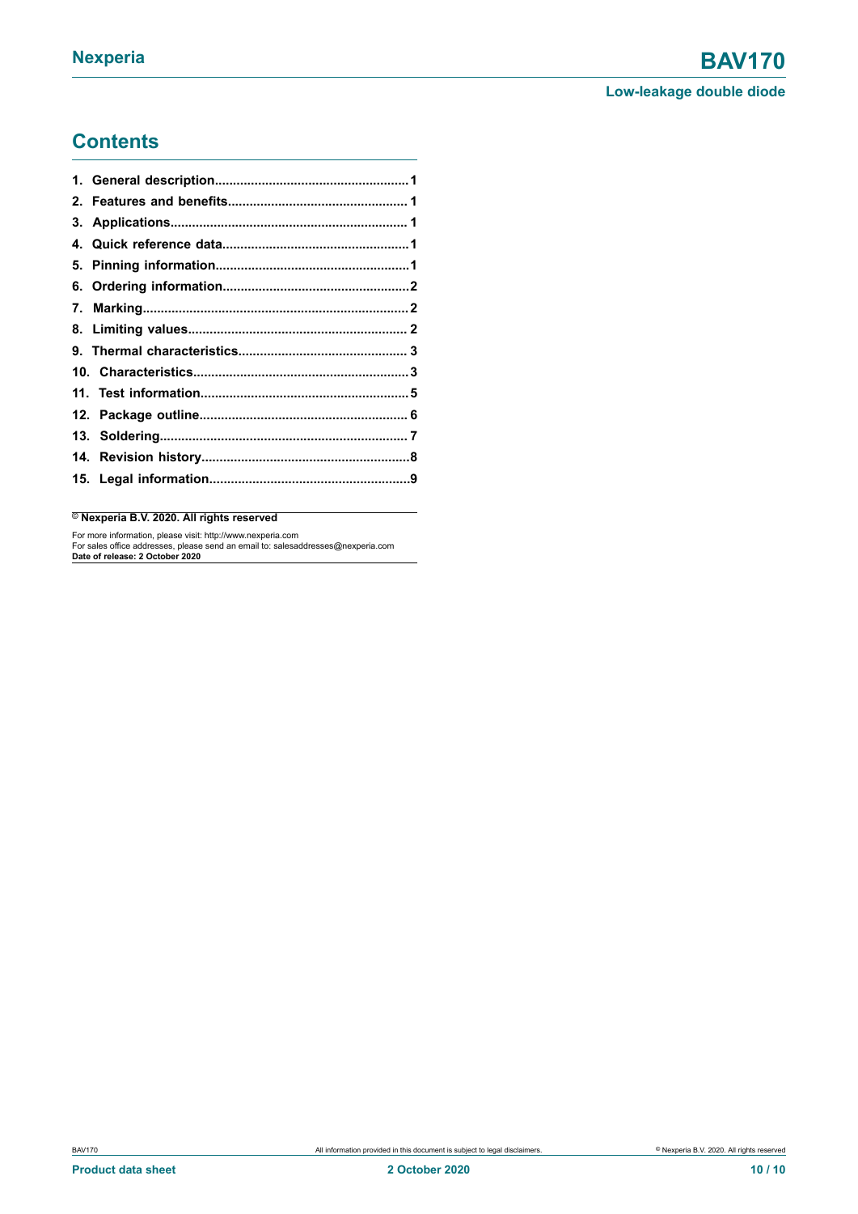## Contents

1. General description......1
2. Features and benefits......1
3. Applications......1
4. Quick reference data......1
5. Pinning information......1
6. Ordering information......2
7. Marking......2
8. Limiting values......2
9. Thermal characteristics......3
10. Characteristics......3
11. Test information......5
12. Package outline......6
13. Soldering......7
14. Revision history......8
15. Legal information......9

**© Nexperia B.V. 2020. All rights reserved**

For more information, please visit: http://www.nexperia.com
For sales office addresses, please send an email to: salesaddresses@nexperia.com
**Date of release: 2 October 2020**